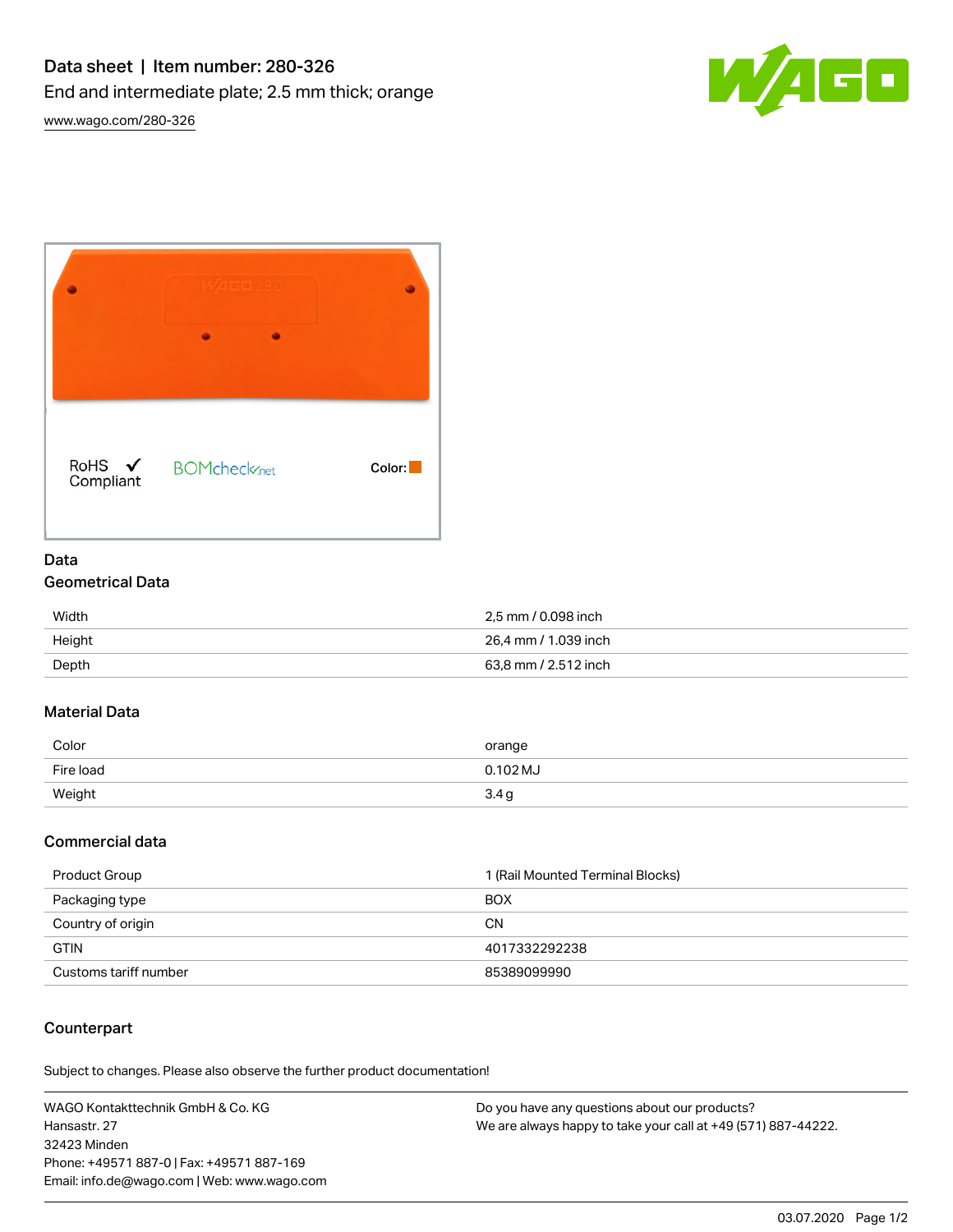# Data sheet | Item number: 280-326

End and intermediate plate; 2.5 mm thick; orange

www.wago.com/280-326

RoHS ✓ Compliant

BOMcheck.net

Color:

## Data

### Geometrical Data

| | |
|---|---|
| Width | 2,5 mm / 0.098 inch |
| Height | 26,4 mm / 1.039 inch |
| Depth | 63,8 mm / 2.512 inch |

### Material Data

| | |
|---|---|
| Color | orange |
| Fire load | 0.102 MJ |
| Weight | 3.4 g |

### Commercial data

| | |
|---|---|
| Product Group | 1 (Rail Mounted Terminal Blocks) |
| Packaging type | BOX |
| Country of origin | CN |
| GTIN | 4017332292238 |
| Customs tariff number | 85389099990 |

### Counterpart

Subject to changes. Please also observe the further product documentation!

WAGO Kontakttechnik GmbH & Co. KG
Hansastr. 27
32423 Minden
Phone: +49571 887-0 | Fax: +49571 887-169
Email: info.de@wago.com | Web: www.wago.com

Do you have any questions about our products?
We are always happy to take your call at +49 (571) 887-44222.

03.07.2020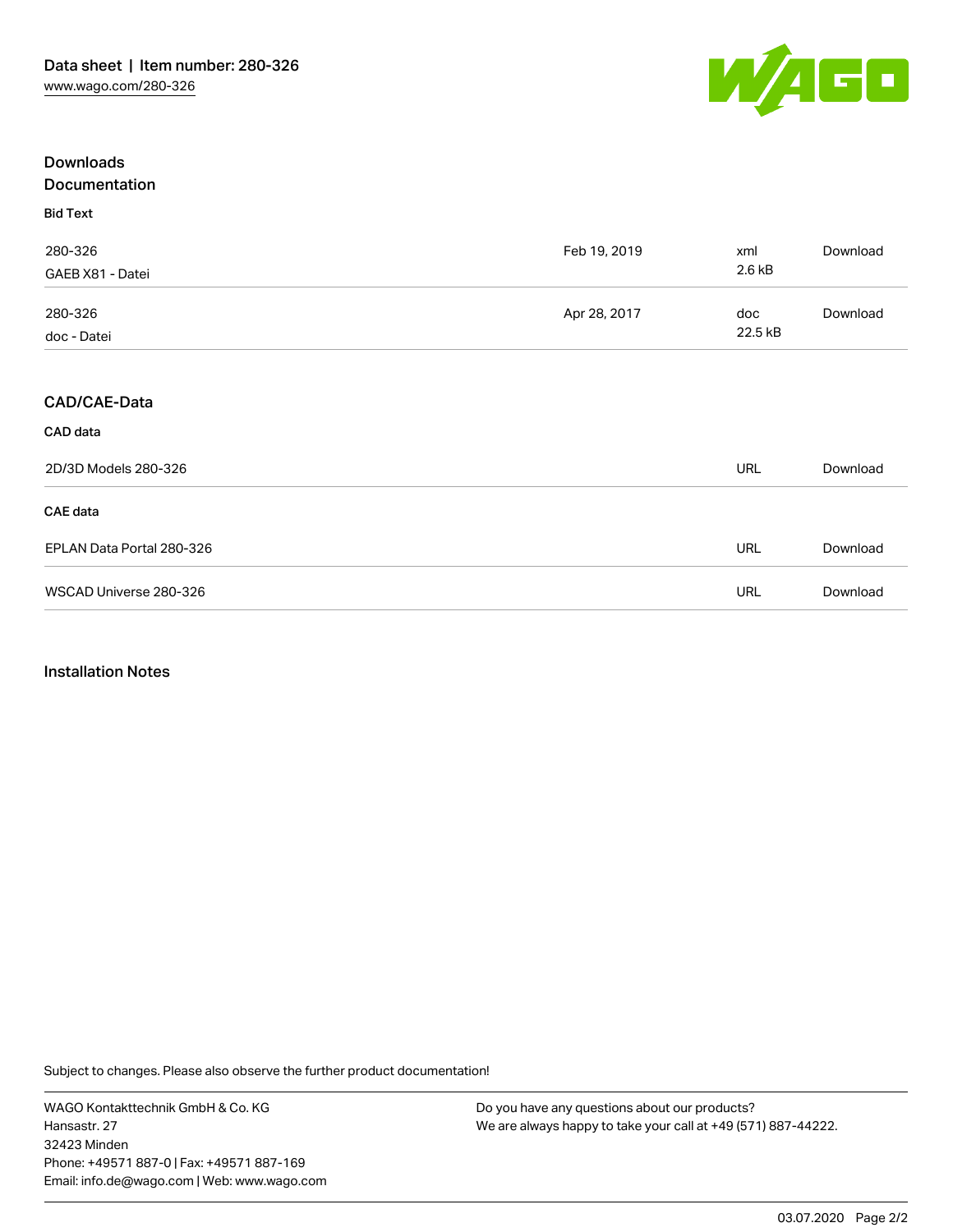## Downloads

## Documentation

### Bid Text

| | | | |
|---|---|---|---|
| 280-326<br>GAEB X81 - Datei | Feb 19, 2019 | xml<br>2.6 kB | Download |
| 280-326<br>doc - Datei | Apr 28, 2017 | doc<br>22.5 kB | Download |

## CAD/CAE-Data

### CAD data

| | | |
|---|---|---|
| 2D/3D Models 280-326 | URL | Download |

### CAE data

| | | |
|---|---|---|
| EPLAN Data Portal 280-326 | URL | Download |
| WSCAD Universe 280-326 | URL | Download |

## Installation Notes

Subject to changes. Please also observe the further product documentation!

WAGO Kontakttechnik GmbH & Co. KG
Hansastr. 27
32423 Minden
Phone: +49571 887-0 | Fax: +49571 887-169
Email: info.de@wago.com | Web: www.wago.com

Do you have any questions about our products?
We are always happy to take your call at +49 (571) 887-44222.